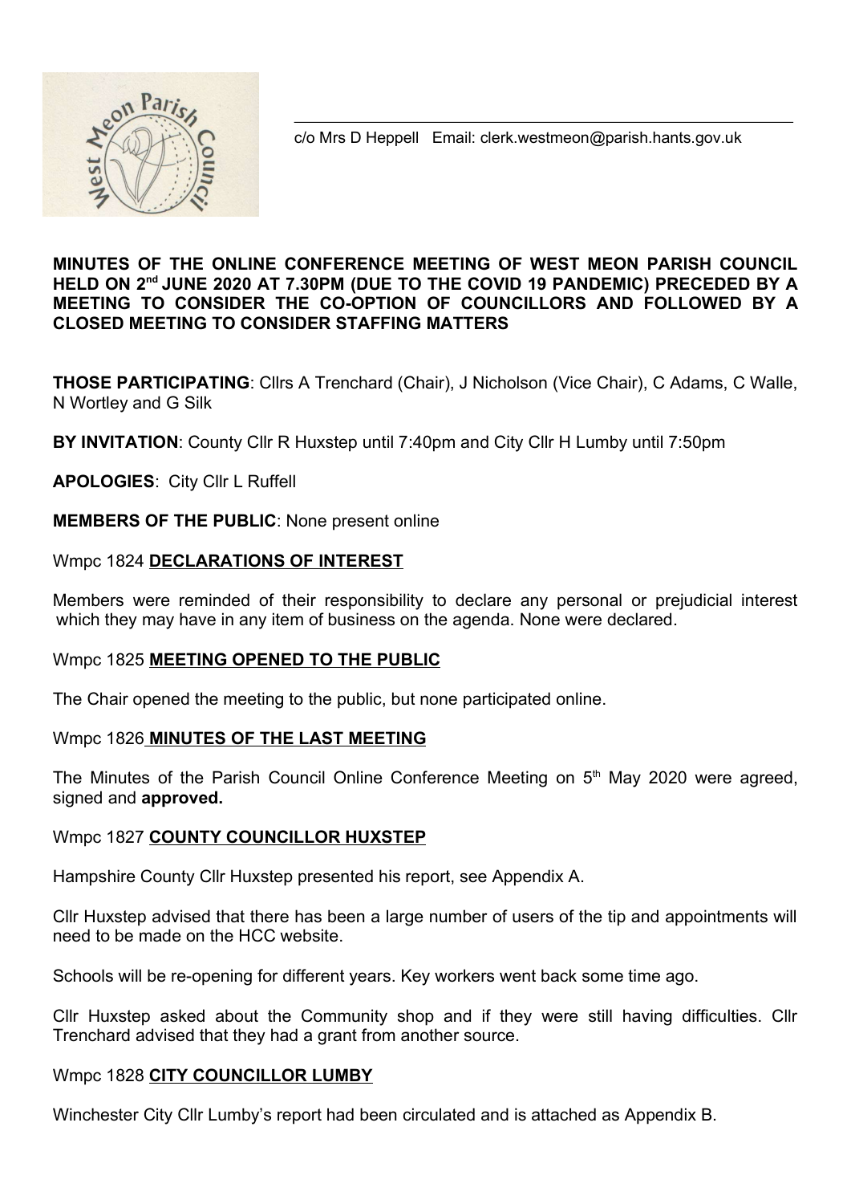c/o Mrs D Heppell Email: clerk.westmeon@parish.hants.gov.uk

**MINUTES OF THE ONLINE CONFERENCE MEETING OF WEST MEON PARISH COUNCIL HELD ON 2nd JUNE 2020 AT 7.30PM (DUE TO THE COVID 19 PANDEMIC) PRECEDED BY A MEETING TO CONSIDER THE CO-OPTION OF COUNCILLORS AND FOLLOWED BY A CLOSED MEETING TO CONSIDER STAFFING MATTERS**

**THOSE PARTICIPATING**: Cllrs A Trenchard (Chair), J Nicholson (Vice Chair), C Adams, C Walle, N Wortley and G Silk

**BY INVITATION**: County Cllr R Huxstep until 7:40pm and City Cllr H Lumby until 7:50pm

**APOLOGIES**: City Cllr L Ruffell

**MEMBERS OF THE PUBLIC**: None present online

Wmpc 1824 **DECLARATIONS OF INTEREST**

Members were reminded of their responsibility to declare any personal or prejudicial interest which they may have in any item of business on the agenda. None were declared.

Wmpc 1825 **MEETING OPENED TO THE PUBLIC**

The Chair opened the meeting to the public, but none participated online.

Wmpc 1826 **MINUTES OF THE LAST MEETING**

The Minutes of the Parish Council Online Conference Meeting on 5th May 2020 were agreed, signed and **approved.**

Wmpc 1827 **COUNTY COUNCILLOR HUXSTEP**

Hampshire County Cllr Huxstep presented his report, see Appendix A.

Cllr Huxstep advised that there has been a large number of users of the tip and appointments will need to be made on the HCC website.

Schools will be re-opening for different years. Key workers went back some time ago.

Cllr Huxstep asked about the Community shop and if they were still having difficulties. Cllr Trenchard advised that they had a grant from another source.

Wmpc 1828 **CITY COUNCILLOR LUMBY**

Winchester City Cllr Lumby's report had been circulated and is attached as Appendix B.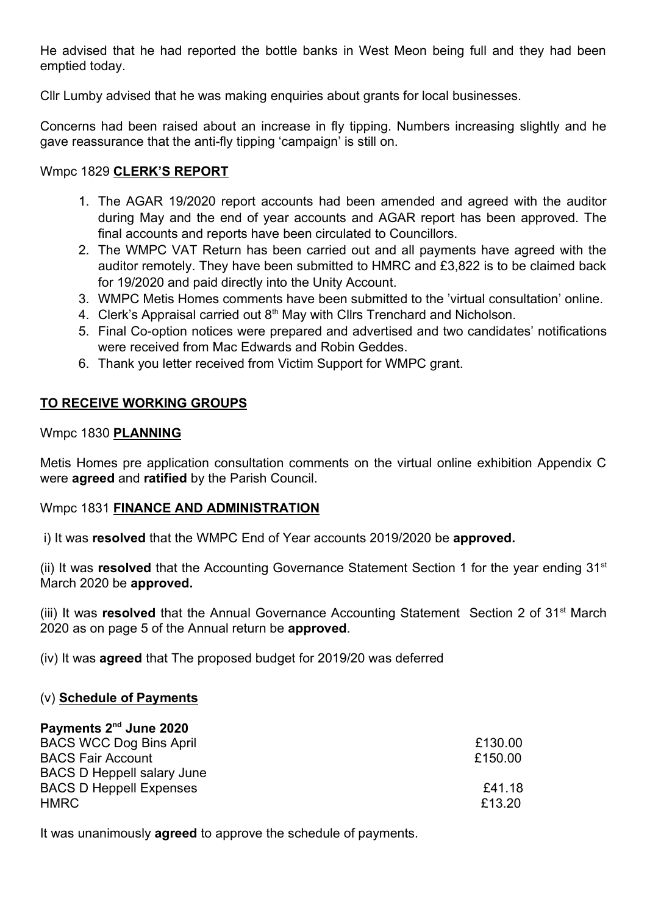He advised that he had reported the bottle banks in West Meon being full and they had been emptied today.

Cllr Lumby advised that he was making enquiries about grants for local businesses.

Concerns had been raised about an increase in fly tipping. Numbers increasing slightly and he gave reassurance that the anti-fly tipping 'campaign' is still on.

Wmpc 1829 **CLERK'S REPORT**

1. The AGAR 19/2020 report accounts had been amended and agreed with the auditor during May and the end of year accounts and AGAR report has been approved. The final accounts and reports have been circulated to Councillors.
2. The WMPC VAT Return has been carried out and all payments have agreed with the auditor remotely. They have been submitted to HMRC and £3,822 is to be claimed back for 19/2020 and paid directly into the Unity Account.
3. WMPC Metis Homes comments have been submitted to the 'virtual consultation' online.
4. Clerk's Appraisal carried out 8th May with Cllrs Trenchard and Nicholson.
5. Final Co-option notices were prepared and advertised and two candidates' notifications were received from Mac Edwards and Robin Geddes.
6. Thank you letter received from Victim Support for WMPC grant.

**TO RECEIVE WORKING GROUPS**

Wmpc 1830 **PLANNING**

Metis Homes pre application consultation comments on the virtual online exhibition Appendix C were **agreed** and **ratified** by the Parish Council.

Wmpc 1831 **FINANCE AND ADMINISTRATION**

i) It was **resolved** that the WMPC End of Year accounts 2019/2020 be **approved.**

(ii) It was **resolved** that the Accounting Governance Statement Section 1 for the year ending 31st March 2020 be **approved.**

(iii) It was **resolved** that the Annual Governance Accounting Statement Section 2 of 31st March 2020 as on page 5 of the Annual return be **approved**.

(iv) It was **agreed** that The proposed budget for 2019/20 was deferred

(v) **Schedule of Payments**

| **Payments 2nd June 2020** | |
|---|---|
| BACS WCC Dog Bins April | £130.00 |
| BACS Fair Account | £150.00 |
| BACS D Heppell salary June | |
| BACS D Heppell Expenses | £41.18 |
| HMRC | £13.20 |

It was unanimously **agreed** to approve the schedule of payments.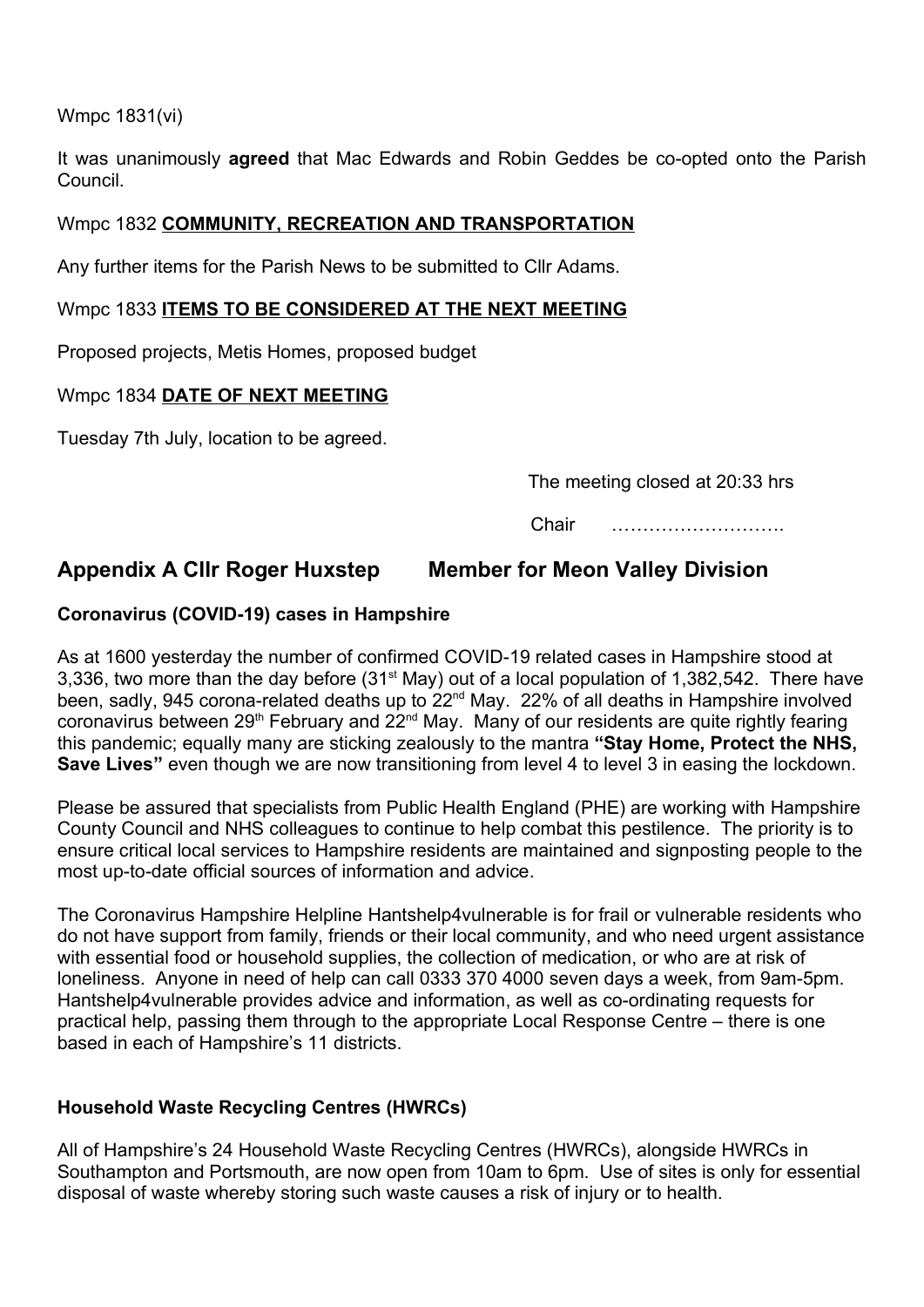Wmpc 1831(vi)

It was unanimously **agreed** that Mac Edwards and Robin Geddes be co-opted onto the Parish Council.

Wmpc 1832 **COMMUNITY, RECREATION AND TRANSPORTATION**

Any further items for the Parish News to be submitted to Cllr Adams.

Wmpc 1833 **ITEMS TO BE CONSIDERED AT THE NEXT MEETING**

Proposed projects, Metis Homes, proposed budget

Wmpc 1834 **DATE OF NEXT MEETING**

Tuesday 7th July, location to be agreed.

The meeting closed at 20:33 hrs

Chair ……………………….

## Appendix A Cllr Roger Huxstep Member for Meon Valley Division

**Coronavirus (COVID-19) cases in Hampshire**

As at 1600 yesterday the number of confirmed COVID-19 related cases in Hampshire stood at 3,336, two more than the day before (31st May) out of a local population of 1,382,542. There have been, sadly, 945 corona-related deaths up to 22nd May. 22% of all deaths in Hampshire involved coronavirus between 29th February and 22nd May. Many of our residents are quite rightly fearing this pandemic; equally many are sticking zealously to the mantra **"Stay Home, Protect the NHS, Save Lives"** even though we are now transitioning from level 4 to level 3 in easing the lockdown.

Please be assured that specialists from Public Health England (PHE) are working with Hampshire County Council and NHS colleagues to continue to help combat this pestilence. The priority is to ensure critical local services to Hampshire residents are maintained and signposting people to the most up-to-date official sources of information and advice.

The Coronavirus Hampshire Helpline Hantshelp4vulnerable is for frail or vulnerable residents who do not have support from family, friends or their local community, and who need urgent assistance with essential food or household supplies, the collection of medication, or who are at risk of loneliness. Anyone in need of help can call 0333 370 4000 seven days a week, from 9am-5pm. Hantshelp4vulnerable provides advice and information, as well as co-ordinating requests for practical help, passing them through to the appropriate Local Response Centre – there is one based in each of Hampshire's 11 districts.

**Household Waste Recycling Centres (HWRCs)**

All of Hampshire's 24 Household Waste Recycling Centres (HWRCs), alongside HWRCs in Southampton and Portsmouth, are now open from 10am to 6pm. Use of sites is only for essential disposal of waste whereby storing such waste causes a risk of injury or to health.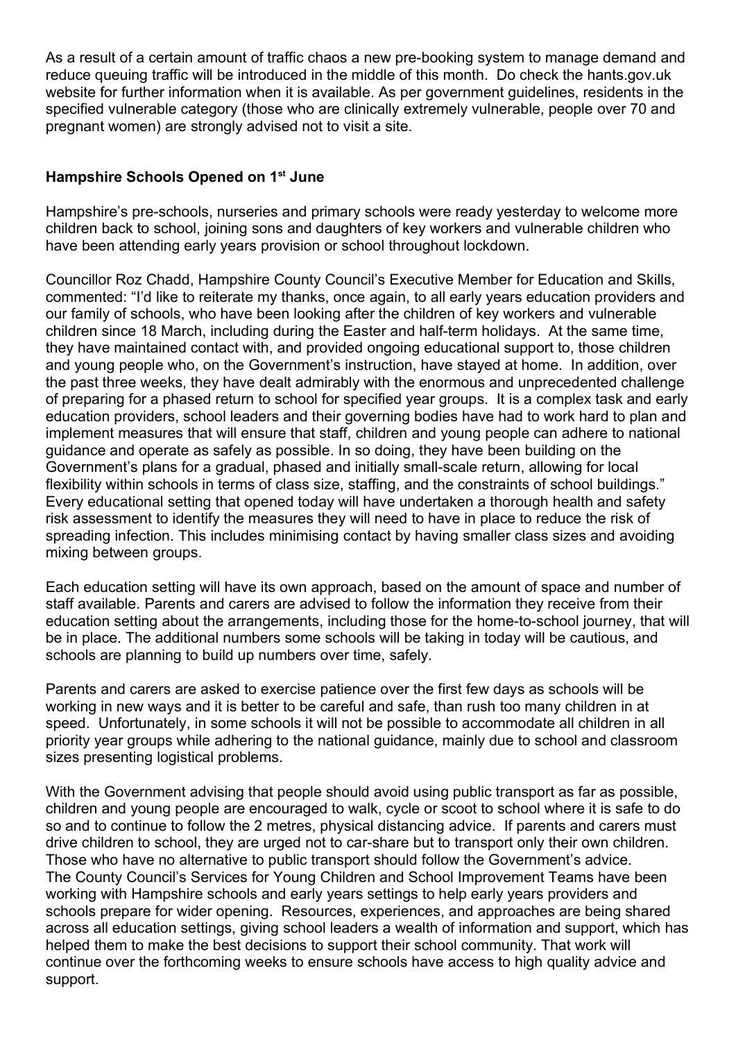As a result of a certain amount of traffic chaos a new pre-booking system to manage demand and reduce queuing traffic will be introduced in the middle of this month. Do check the hants.gov.uk website for further information when it is available. As per government guidelines, residents in the specified vulnerable category (those who are clinically extremely vulnerable, people over 70 and pregnant women) are strongly advised not to visit a site.

**Hampshire Schools Opened on 1st June**

Hampshire's pre-schools, nurseries and primary schools were ready yesterday to welcome more children back to school, joining sons and daughters of key workers and vulnerable children who have been attending early years provision or school throughout lockdown.

Councillor Roz Chadd, Hampshire County Council's Executive Member for Education and Skills, commented: "I'd like to reiterate my thanks, once again, to all early years education providers and our family of schools, who have been looking after the children of key workers and vulnerable children since 18 March, including during the Easter and half-term holidays. At the same time, they have maintained contact with, and provided ongoing educational support to, those children and young people who, on the Government's instruction, have stayed at home. In addition, over the past three weeks, they have dealt admirably with the enormous and unprecedented challenge of preparing for a phased return to school for specified year groups. It is a complex task and early education providers, school leaders and their governing bodies have had to work hard to plan and implement measures that will ensure that staff, children and young people can adhere to national guidance and operate as safely as possible. In so doing, they have been building on the Government's plans for a gradual, phased and initially small-scale return, allowing for local flexibility within schools in terms of class size, staffing, and the constraints of school buildings." Every educational setting that opened today will have undertaken a thorough health and safety risk assessment to identify the measures they will need to have in place to reduce the risk of spreading infection. This includes minimising contact by having smaller class sizes and avoiding mixing between groups.

Each education setting will have its own approach, based on the amount of space and number of staff available. Parents and carers are advised to follow the information they receive from their education setting about the arrangements, including those for the home-to-school journey, that will be in place. The additional numbers some schools will be taking in today will be cautious, and schools are planning to build up numbers over time, safely.

Parents and carers are asked to exercise patience over the first few days as schools will be working in new ways and it is better to be careful and safe, than rush too many children in at speed. Unfortunately, in some schools it will not be possible to accommodate all children in all priority year groups while adhering to the national guidance, mainly due to school and classroom sizes presenting logistical problems.

With the Government advising that people should avoid using public transport as far as possible, children and young people are encouraged to walk, cycle or scoot to school where it is safe to do so and to continue to follow the 2 metres, physical distancing advice. If parents and carers must drive children to school, they are urged not to car-share but to transport only their own children. Those who have no alternative to public transport should follow the Government's advice. The County Council's Services for Young Children and School Improvement Teams have been working with Hampshire schools and early years settings to help early years providers and schools prepare for wider opening. Resources, experiences, and approaches are being shared across all education settings, giving school leaders a wealth of information and support, which has helped them to make the best decisions to support their school community. That work will continue over the forthcoming weeks to ensure schools have access to high quality advice and support.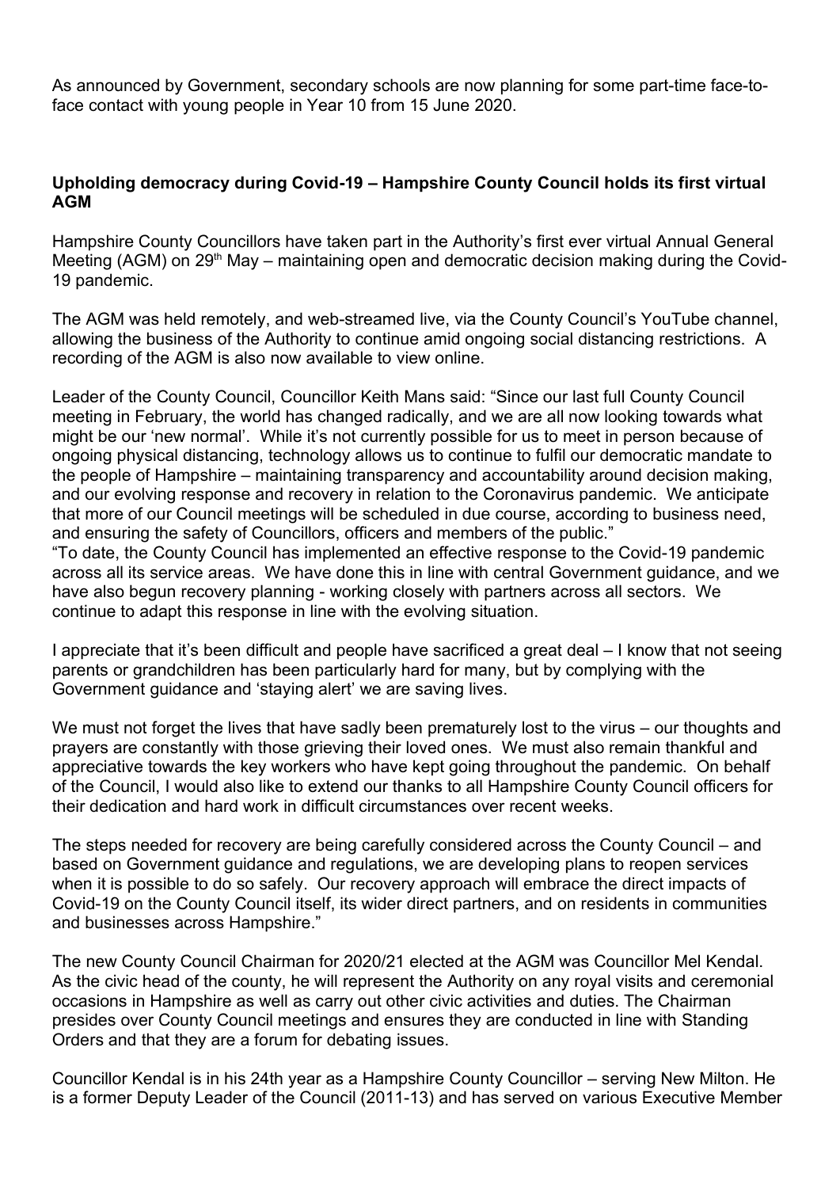As announced by Government, secondary schools are now planning for some part-time face-to-face contact with young people in Year 10 from 15 June 2020.

**Upholding democracy during Covid-19 – Hampshire County Council holds its first virtual AGM**

Hampshire County Councillors have taken part in the Authority's first ever virtual Annual General Meeting (AGM) on 29th May – maintaining open and democratic decision making during the Covid-19 pandemic.

The AGM was held remotely, and web-streamed live, via the County Council's YouTube channel, allowing the business of the Authority to continue amid ongoing social distancing restrictions. A recording of the AGM is also now available to view online.

Leader of the County Council, Councillor Keith Mans said: "Since our last full County Council meeting in February, the world has changed radically, and we are all now looking towards what might be our 'new normal'. While it's not currently possible for us to meet in person because of ongoing physical distancing, technology allows us to continue to fulfil our democratic mandate to the people of Hampshire – maintaining transparency and accountability around decision making, and our evolving response and recovery in relation to the Coronavirus pandemic. We anticipate that more of our Council meetings will be scheduled in due course, according to business need, and ensuring the safety of Councillors, officers and members of the public."

"To date, the County Council has implemented an effective response to the Covid-19 pandemic across all its service areas. We have done this in line with central Government guidance, and we have also begun recovery planning - working closely with partners across all sectors. We continue to adapt this response in line with the evolving situation.

I appreciate that it's been difficult and people have sacrificed a great deal – I know that not seeing parents or grandchildren has been particularly hard for many, but by complying with the Government guidance and 'staying alert' we are saving lives.

We must not forget the lives that have sadly been prematurely lost to the virus – our thoughts and prayers are constantly with those grieving their loved ones. We must also remain thankful and appreciative towards the key workers who have kept going throughout the pandemic. On behalf of the Council, I would also like to extend our thanks to all Hampshire County Council officers for their dedication and hard work in difficult circumstances over recent weeks.

The steps needed for recovery are being carefully considered across the County Council – and based on Government guidance and regulations, we are developing plans to reopen services when it is possible to do so safely. Our recovery approach will embrace the direct impacts of Covid-19 on the County Council itself, its wider direct partners, and on residents in communities and businesses across Hampshire."

The new County Council Chairman for 2020/21 elected at the AGM was Councillor Mel Kendal. As the civic head of the county, he will represent the Authority on any royal visits and ceremonial occasions in Hampshire as well as carry out other civic activities and duties. The Chairman presides over County Council meetings and ensures they are conducted in line with Standing Orders and that they are a forum for debating issues.

Councillor Kendal is in his 24th year as a Hampshire County Councillor – serving New Milton. He is a former Deputy Leader of the Council (2011-13) and has served on various Executive Member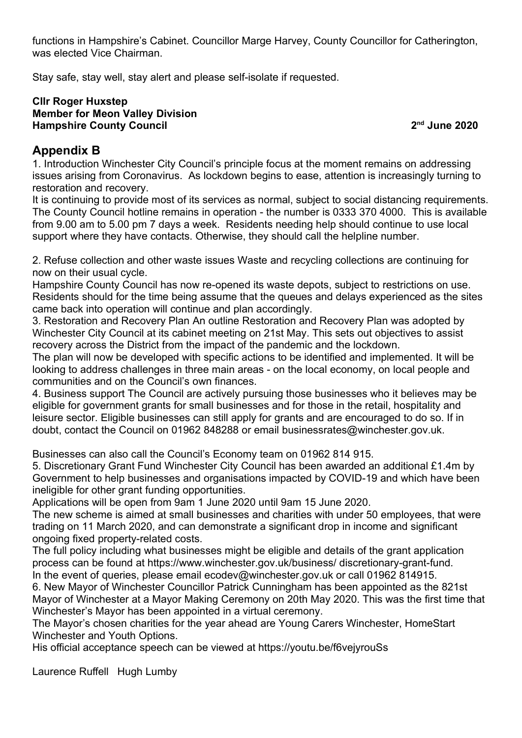functions in Hampshire's Cabinet. Councillor Marge Harvey, County Councillor for Catherington, was elected Vice Chairman.

Stay safe, stay well, stay alert and please self-isolate if requested.

**Cllr Roger Huxstep**
**Member for Meon Valley Division**
**Hampshire County Council** **2nd June 2020**

## Appendix B

1. Introduction Winchester City Council's principle focus at the moment remains on addressing issues arising from Coronavirus. As lockdown begins to ease, attention is increasingly turning to restoration and recovery.
It is continuing to provide most of its services as normal, subject to social distancing requirements. The County Council hotline remains in operation - the number is 0333 370 4000. This is available from 9.00 am to 5.00 pm 7 days a week. Residents needing help should continue to use local support where they have contacts. Otherwise, they should call the helpline number.

2. Refuse collection and other waste issues Waste and recycling collections are continuing for now on their usual cycle.
Hampshire County Council has now re-opened its waste depots, subject to restrictions on use. Residents should for the time being assume that the queues and delays experienced as the sites came back into operation will continue and plan accordingly.
3. Restoration and Recovery Plan An outline Restoration and Recovery Plan was adopted by Winchester City Council at its cabinet meeting on 21st May. This sets out objectives to assist recovery across the District from the impact of the pandemic and the lockdown.
The plan will now be developed with specific actions to be identified and implemented. It will be looking to address challenges in three main areas - on the local economy, on local people and communities and on the Council's own finances.
4. Business support The Council are actively pursuing those businesses who it believes may be eligible for government grants for small businesses and for those in the retail, hospitality and leisure sector. Eligible businesses can still apply for grants and are encouraged to do so. If in doubt, contact the Council on 01962 848288 or email businessrates@winchester.gov.uk.

Businesses can also call the Council's Economy team on 01962 814 915.
5. Discretionary Grant Fund Winchester City Council has been awarded an additional £1.4m by Government to help businesses and organisations impacted by COVID-19 and which have been ineligible for other grant funding opportunities.
Applications will be open from 9am 1 June 2020 until 9am 15 June 2020.
The new scheme is aimed at small businesses and charities with under 50 employees, that were trading on 11 March 2020, and can demonstrate a significant drop in income and significant ongoing fixed property-related costs.
The full policy including what businesses might be eligible and details of the grant application process can be found at https://www.winchester.gov.uk/business/ discretionary-grant-fund.
In the event of queries, please email ecodev@winchester.gov.uk or call 01962 814915.
6. New Mayor of Winchester Councillor Patrick Cunningham has been appointed as the 821st Mayor of Winchester at a Mayor Making Ceremony on 20th May 2020. This was the first time that Winchester's Mayor has been appointed in a virtual ceremony.
The Mayor's chosen charities for the year ahead are Young Carers Winchester, HomeStart Winchester and Youth Options.
His official acceptance speech can be viewed at https://youtu.be/f6vejyrouSs

Laurence Ruffell Hugh Lumby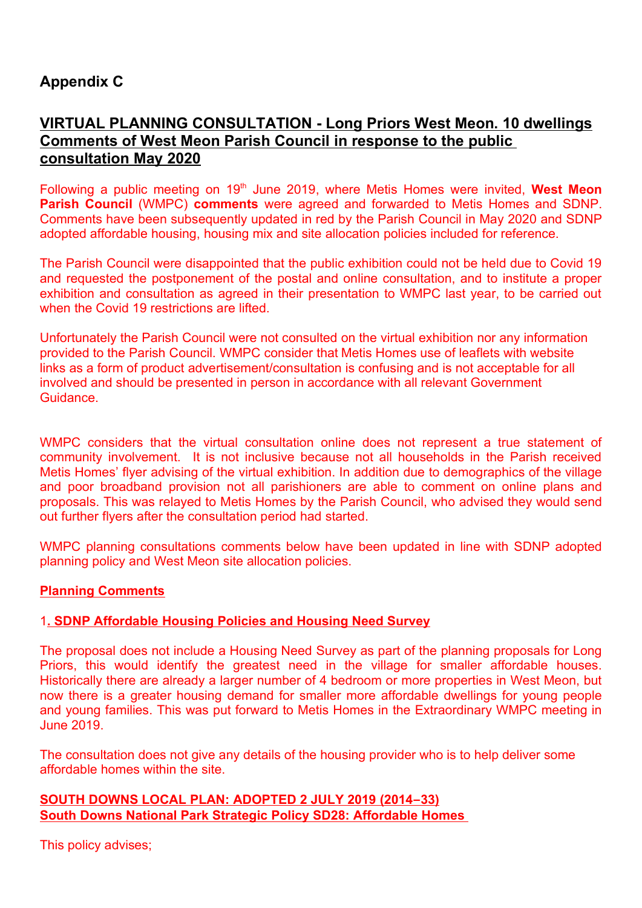## Appendix C

## VIRTUAL PLANNING CONSULTATION - Long Priors West Meon. 10 dwellings Comments of West Meon Parish Council in response to the public consultation May 2020

Following a public meeting on 19th June 2019, where Metis Homes were invited, **West Meon Parish Council** (WMPC) **comments** were agreed and forwarded to Metis Homes and SDNP. Comments have been subsequently updated in red by the Parish Council in May 2020 and SDNP adopted affordable housing, housing mix and site allocation policies included for reference.

The Parish Council were disappointed that the public exhibition could not be held due to Covid 19 and requested the postponement of the postal and online consultation, and to institute a proper exhibition and consultation as agreed in their presentation to WMPC last year, to be carried out when the Covid 19 restrictions are lifted.

Unfortunately the Parish Council were not consulted on the virtual exhibition nor any information provided to the Parish Council. WMPC consider that Metis Homes use of leaflets with website links as a form of product advertisement/consultation is confusing and is not acceptable for all involved and should be presented in person in accordance with all relevant Government Guidance.

WMPC considers that the virtual consultation online does not represent a true statement of community involvement. It is not inclusive because not all households in the Parish received Metis Homes' flyer advising of the virtual exhibition. In addition due to demographics of the village and poor broadband provision not all parishioners are able to comment on online plans and proposals. This was relayed to Metis Homes by the Parish Council, who advised they would send out further flyers after the consultation period had started.

WMPC planning consultations comments below have been updated in line with SDNP adopted planning policy and West Meon site allocation policies.

**Planning Comments**

**1. SDNP Affordable Housing Policies and Housing Need Survey**

The proposal does not include a Housing Need Survey as part of the planning proposals for Long Priors, this would identify the greatest need in the village for smaller affordable houses. Historically there are already a larger number of 4 bedroom or more properties in West Meon, but now there is a greater housing demand for smaller more affordable dwellings for young people and young families. This was put forward to Metis Homes in the Extraordinary WMPC meeting in June 2019.

The consultation does not give any details of the housing provider who is to help deliver some affordable homes within the site.

**SOUTH DOWNS LOCAL PLAN: ADOPTED 2 JULY 2019 (2014–33)**
**South Downs National Park Strategic Policy SD28: Affordable Homes**

This policy advises;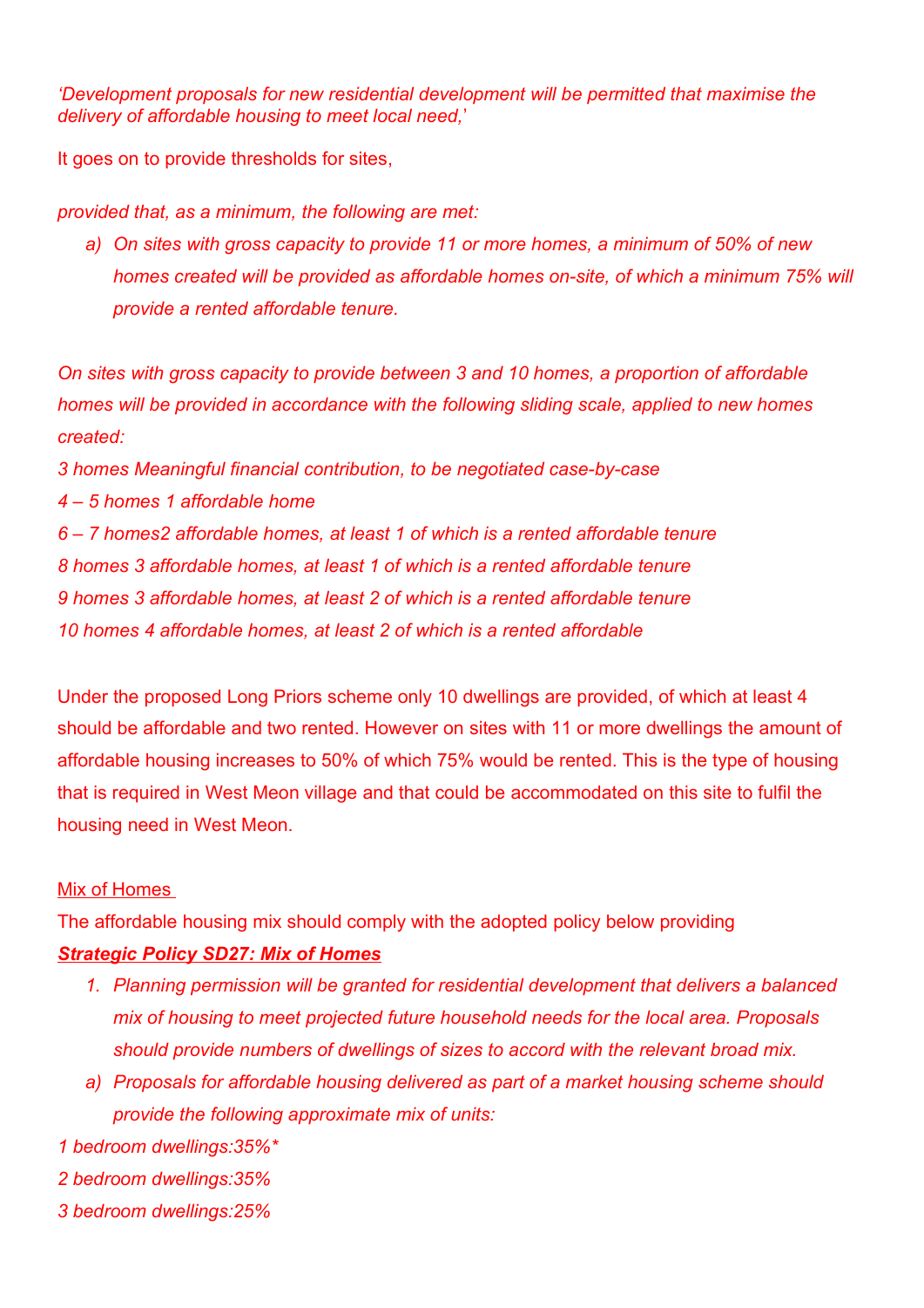*'Development proposals for new residential development will be permitted that maximise the delivery of affordable housing to meet local need,'*

It goes on to provide thresholds for sites,

*provided that, as a minimum, the following are met:*

a) *On sites with gross capacity to provide 11 or more homes, a minimum of 50% of new homes created will be provided as affordable homes on-site, of which a minimum 75% will provide a rented affordable tenure.*

*On sites with gross capacity to provide between 3 and 10 homes, a proportion of affordable homes will be provided in accordance with the following sliding scale, applied to new homes created:*

*3 homes Meaningful financial contribution, to be negotiated case-by-case*

*4 – 5 homes 1 affordable home*

*6 – 7 homes2 affordable homes, at least 1 of which is a rented affordable tenure*

*8 homes 3 affordable homes, at least 1 of which is a rented affordable tenure*

*9 homes 3 affordable homes, at least 2 of which is a rented affordable tenure*

*10 homes 4 affordable homes, at least 2 of which is a rented affordable*

Under the proposed Long Priors scheme only 10 dwellings are provided, of which at least 4 should be affordable and two rented. However on sites with 11 or more dwellings the amount of affordable housing increases to 50% of which 75% would be rented. This is the type of housing that is required in West Meon village and that could be accommodated on this site to fulfil the housing need in West Meon.

Mix of Homes

The affordable housing mix should comply with the adopted policy below providing

***Strategic Policy SD27: Mix of Homes***

1. *Planning permission will be granted for residential development that delivers a balanced mix of housing to meet projected future household needs for the local area. Proposals should provide numbers of dwellings of sizes to accord with the relevant broad mix.*

a) *Proposals for affordable housing delivered as part of a market housing scheme should provide the following approximate mix of units:*

*1 bedroom dwellings:35%**

*2 bedroom dwellings:35%*

*3 bedroom dwellings:25%*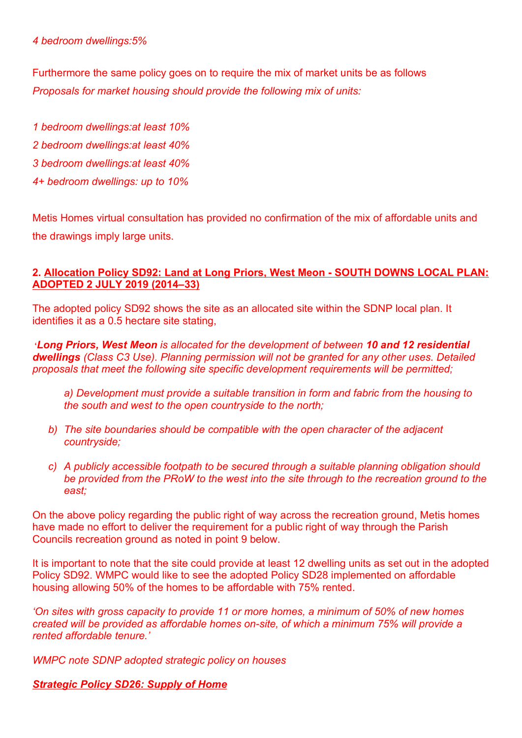*4 bedroom dwellings:5%*

Furthermore the same policy goes on to require the mix of market units be as follows

*Proposals for market housing should provide the following mix of units:*

*1 bedroom dwellings:at least 10%*

*2 bedroom dwellings:at least 40%*

*3 bedroom dwellings:at least 40%*

*4+ bedroom dwellings: up to 10%*

Metis Homes virtual consultation has provided no confirmation of the mix of affordable units and the drawings imply large units.

**2. <u>Allocation Policy SD92: Land at Long Priors, West Meon - SOUTH DOWNS LOCAL PLAN: ADOPTED 2 JULY 2019 (2014–33)</u>**

The adopted policy SD92 shows the site as an allocated site within the SDNP local plan. It identifies it as a 0.5 hectare site stating,

*'**Long Priors, West Meon** is allocated for the development of between **10 and 12 residential dwellings** (Class C3 Use). Planning permission will not be granted for any other uses. Detailed proposals that meet the following site specific development requirements will be permitted;*

> *a) Development must provide a suitable transition in form and fabric from the housing to the south and west to the open countryside to the north;*
>
> *b) The site boundaries should be compatible with the open character of the adjacent countryside;*
>
> *c) A publicly accessible footpath to be secured through a suitable planning obligation should be provided from the PRoW to the west into the site through to the recreation ground to the east;*

On the above policy regarding the public right of way across the recreation ground, Metis homes have made no effort to deliver the requirement for a public right of way through the Parish Councils recreation ground as noted in point 9 below.

It is important to note that the site could provide at least 12 dwelling units as set out in the adopted Policy SD92. WMPC would like to see the adopted Policy SD28 implemented on affordable housing allowing 50% of the homes to be affordable with 75% rented.

*'On sites with gross capacity to provide 11 or more homes, a minimum of 50% of new homes created will be provided as affordable homes on-site, of which a minimum 75% will provide a rented affordable tenure.'*

*WMPC note SDNP adopted strategic policy on houses*

***<u>Strategic Policy SD26: Supply of Home</u>***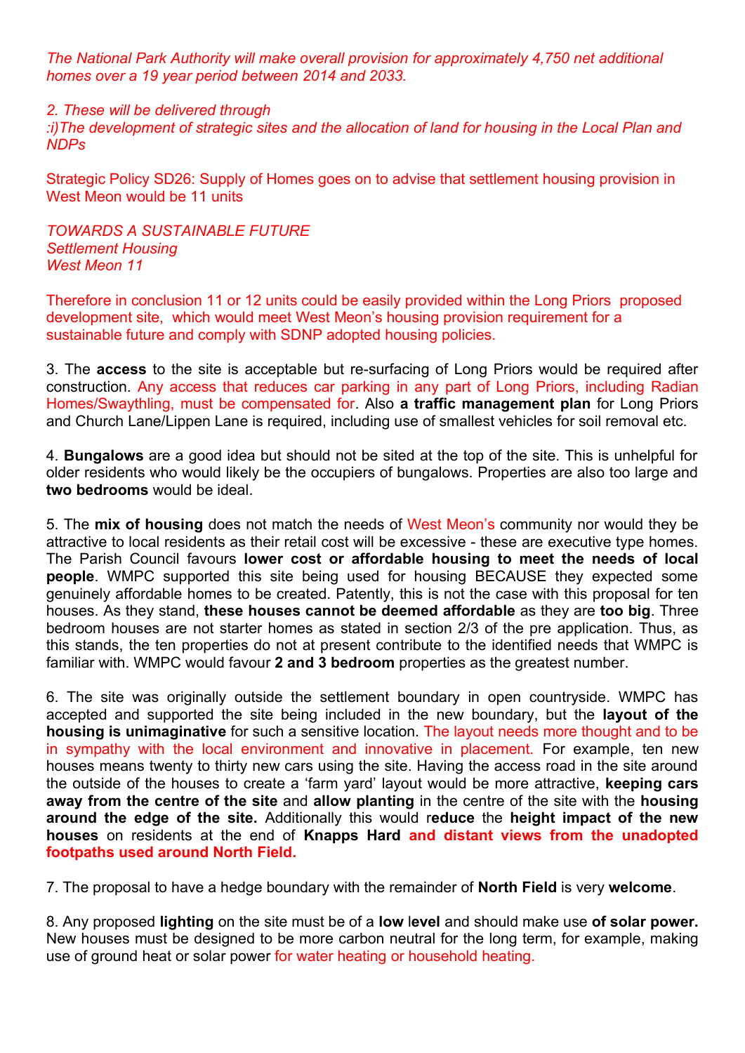*The National Park Authority will make overall provision for approximately 4,750 net additional homes over a 19 year period between 2014 and 2033.*

*2. These will be delivered through*
*:i)The development of strategic sites and the allocation of land for housing in the Local Plan and NDPs*

Strategic Policy SD26: Supply of Homes goes on to advise that settlement housing provision in West Meon would be 11 units

*TOWARDS A SUSTAINABLE FUTURE*
*Settlement Housing*
*West Meon 11*

Therefore in conclusion 11 or 12 units could be easily provided within the Long Priors proposed development site, which would meet West Meon's housing provision requirement for a sustainable future and comply with SDNP adopted housing policies.

3. The **access** to the site is acceptable but re-surfacing of Long Priors would be required after construction. Any access that reduces car parking in any part of Long Priors, including Radian Homes/Swaythling, must be compensated for. Also **a traffic management plan** for Long Priors and Church Lane/Lippen Lane is required, including use of smallest vehicles for soil removal etc.

4. **Bungalows** are a good idea but should not be sited at the top of the site. This is unhelpful for older residents who would likely be the occupiers of bungalows. Properties are also too large and **two bedrooms** would be ideal.

5. The **mix of housing** does not match the needs of West Meon's community nor would they be attractive to local residents as their retail cost will be excessive - these are executive type homes. The Parish Council favours **lower cost or affordable housing to meet the needs of local people**. WMPC supported this site being used for housing BECAUSE they expected some genuinely affordable homes to be created. Patently, this is not the case with this proposal for ten houses. As they stand, **these houses cannot be deemed affordable** as they are **too big**. Three bedroom houses are not starter homes as stated in section 2/3 of the pre application. Thus, as this stands, the ten properties do not at present contribute to the identified needs that WMPC is familiar with. WMPC would favour **2 and 3 bedroom** properties as the greatest number.

6. The site was originally outside the settlement boundary in open countryside. WMPC has accepted and supported the site being included in the new boundary, but the **layout of the housing is unimaginative** for such a sensitive location. The layout needs more thought and to be in sympathy with the local environment and innovative in placement. For example, ten new houses means twenty to thirty new cars using the site. Having the access road in the site around the outside of the houses to create a 'farm yard' layout would be more attractive, **keeping cars away from the centre of the site** and **allow planting** in the centre of the site with the **housing around the edge of the site.** Additionally this would r**educe** the **height impact of the new houses** on residents at the end of **Knapps Hard and distant views from the unadopted footpaths used around North Field.**

7. The proposal to have a hedge boundary with the remainder of **North Field** is very **welcome**.

8. Any proposed **lighting** on the site must be of a **low** l**evel** and should make use **of solar power.** New houses must be designed to be more carbon neutral for the long term, for example, making use of ground heat or solar power for water heating or household heating.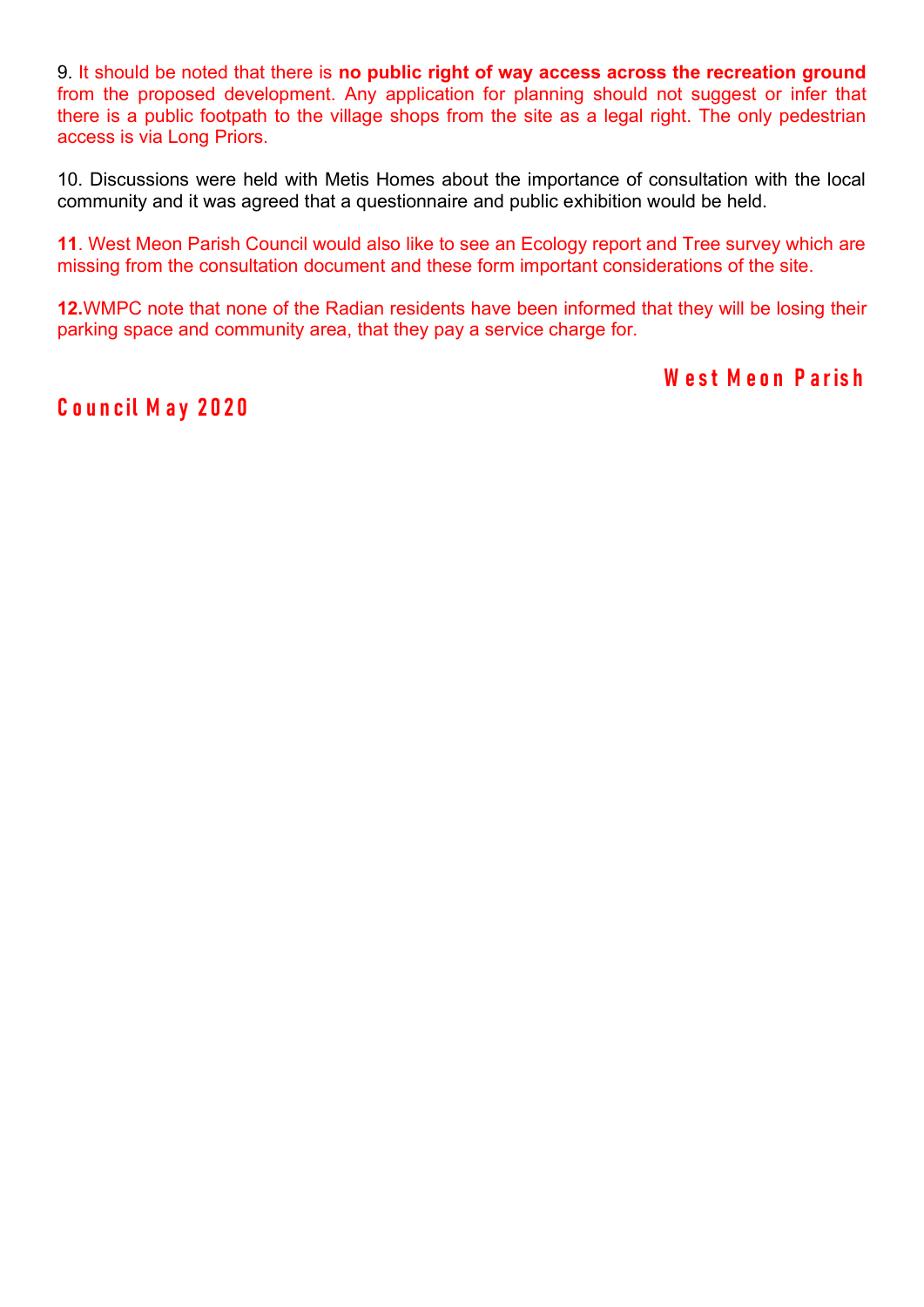9. It should be noted that there is **no public right of way access across the recreation ground** from the proposed development. Any application for planning should not suggest or infer that there is a public footpath to the village shops from the site as a legal right. The only pedestrian access is via Long Priors.

10. Discussions were held with Metis Homes about the importance of consultation with the local community and it was agreed that a questionnaire and public exhibition would be held.

**11**. West Meon Parish Council would also like to see an Ecology report and Tree survey which are missing from the consultation document and these form important considerations of the site.

**12.** WMPC note that none of the Radian residents have been informed that they will be losing their parking space and community area, that they pay a service charge for.

West Meon Parish Council May 2020